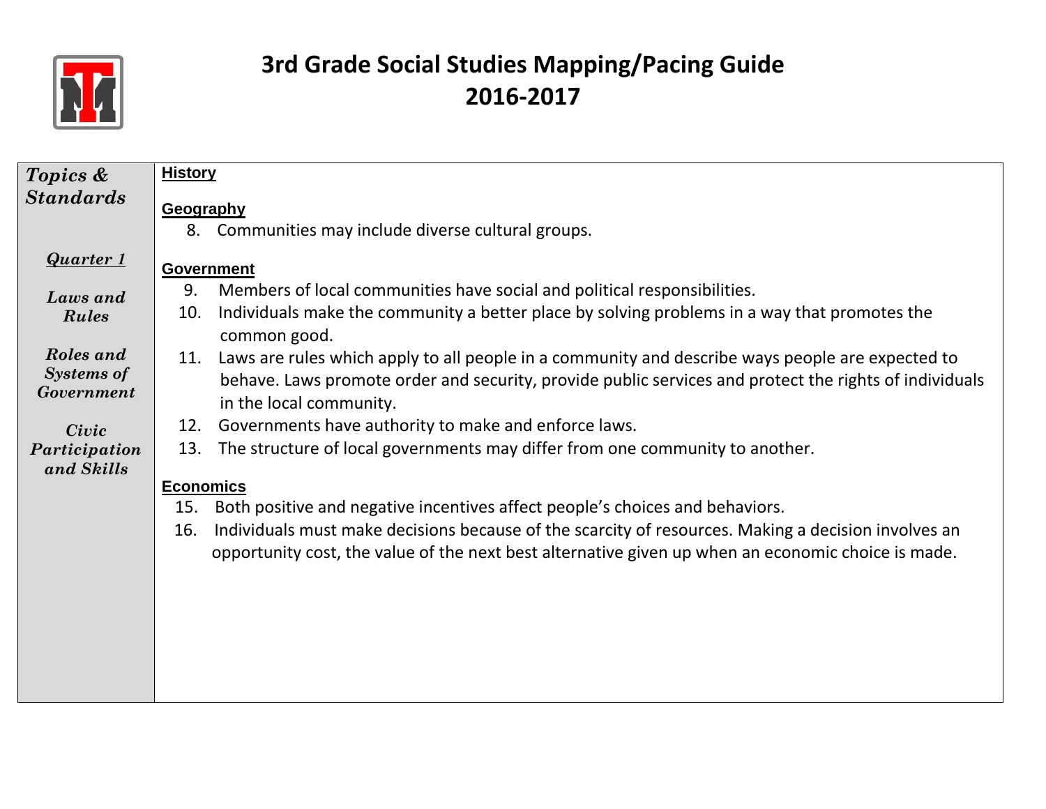# 3rd Grade Social Studies Mapping/Pacing Guide
# 2016-2017

| *Topics & Standards* | |
|---|---|
| ***Quarter 1*** <br><br> ***Laws and Rules*** <br><br> ***Roles and Systems of Government*** <br><br> ***Civic Participation and Skills*** | **History** <br><br> **Geography** <br> 8. Communities may include diverse cultural groups. <br><br> **Government** <br> 9. Members of local communities have social and political responsibilities. <br> 10. Individuals make the community a better place by solving problems in a way that promotes the common good. <br> 11. Laws are rules which apply to all people in a community and describe ways people are expected to behave. Laws promote order and security, provide public services and protect the rights of individuals in the local community. <br> 12. Governments have authority to make and enforce laws. <br> 13. The structure of local governments may differ from one community to another. <br><br> **Economics** <br> 15. Both positive and negative incentives affect people's choices and behaviors. <br> 16. Individuals must make decisions because of the scarcity of resources. Making a decision involves an opportunity cost, the value of the next best alternative given up when an economic choice is made. |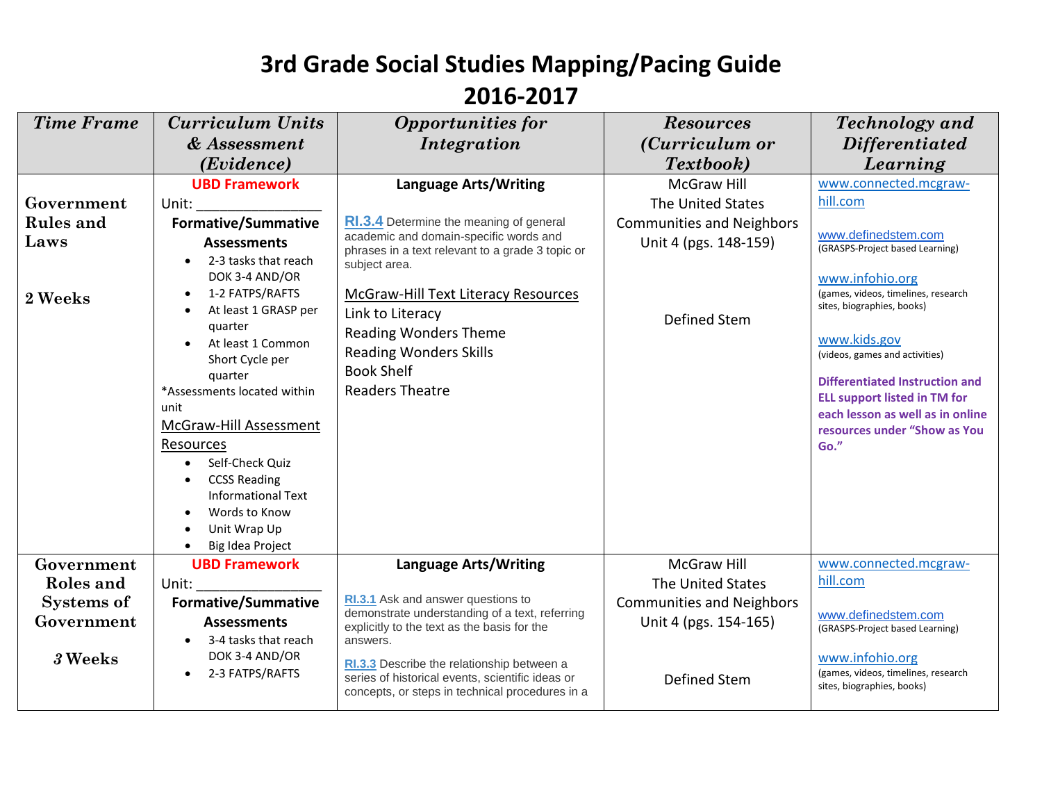# 3rd Grade Social Studies Mapping/Pacing Guide 2016-2017

| *Time Frame* | *Curriculum Units & Assessment (Evidence)* | *Opportunities for Integration* | *Resources (Curriculum or Textbook)* | *Technology and Differentiated Learning* |
|---|---|---|---|---|
| Government Rules and Laws<br><br>2 Weeks | **UBD Framework**<br>Unit: _______________<br>**Formative/Summative Assessments**<br>• 2-3 tasks that reach DOK 3-4 AND/OR<br>• 1-2 FATPS/RAFTS<br>• At least 1 GRASP per quarter<br>• At least 1 Common Short Cycle per quarter<br>*Assessments located within unit<br>McGraw-Hill Assessment Resources<br>• Self-Check Quiz<br>• CCSS Reading Informational Text<br>• Words to Know<br>• Unit Wrap Up<br>• Big Idea Project | **Language Arts/Writing**<br><br>RI.3.4 Determine the meaning of general academic and domain-specific words and phrases in a text relevant to a grade 3 topic or subject area.<br><br>McGraw-Hill Text Literacy Resources<br>Link to Literacy<br>Reading Wonders Theme<br>Reading Wonders Skills<br>Book Shelf<br>Readers Theatre | McGraw Hill<br>The United States<br>Communities and Neighbors<br>Unit 4 (pgs. 148-159)<br><br>Defined Stem | www.connected.mcgraw-hill.com<br><br>www.definedstem.com<br>(GRASPS-Project based Learning)<br><br>www.infohio.org<br>(games, videos, timelines, research sites, biographies, books)<br><br>www.kids.gov<br>(videos, games and activities)<br><br>**Differentiated Instruction and ELL support listed in TM for each lesson as well as in online resources under "Show as You Go."** |
| Government Roles and Systems of Government<br><br>3 Weeks | **UBD Framework**<br>Unit: _______________<br>**Formative/Summative Assessments**<br>• 3-4 tasks that reach DOK 3-4 AND/OR<br>• 2-3 FATPS/RAFTS | **Language Arts/Writing**<br><br>RI.3.1 Ask and answer questions to demonstrate understanding of a text, referring explicitly to the text as the basis for the answers.<br><br>RI.3.3 Describe the relationship between a series of historical events, scientific ideas or concepts, or steps in technical procedures in a | McGraw Hill<br>The United States<br>Communities and Neighbors<br>Unit 4 (pgs. 154-165)<br><br>Defined Stem | www.connected.mcgraw-hill.com<br><br>www.definedstem.com<br>(GRASPS-Project based Learning)<br><br>www.infohio.org<br>(games, videos, timelines, research sites, biographies, books) |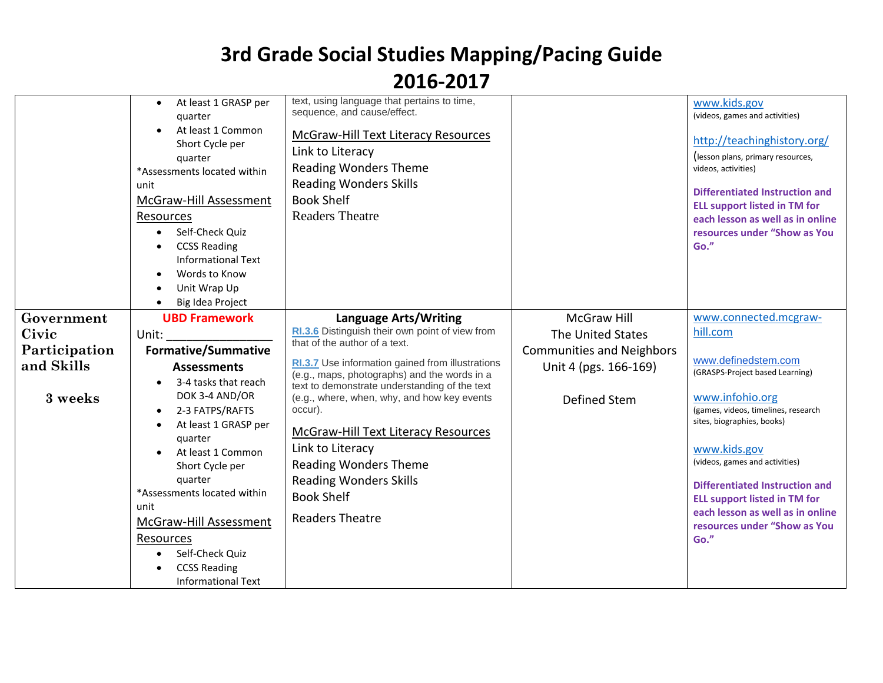# 3rd Grade Social Studies Mapping/Pacing Guide 2016-2017

| | | | | |
|---|---|---|---|---|
| | • At least 1 GRASP per quarter<br>• At least 1 Common Short Cycle per quarter<br>*Assessments located within unit<br>McGraw-Hill Assessment Resources<br>• Self-Check Quiz<br>• CCSS Reading Informational Text<br>• Words to Know<br>• Unit Wrap Up<br>• Big Idea Project | text, using language that pertains to time, sequence, and cause/effect.<br><br>McGraw-Hill Text Literacy Resources<br>Link to Literacy<br>Reading Wonders Theme<br>Reading Wonders Skills<br>Book Shelf<br>Readers Theatre | | www.kids.gov<br>(videos, games and activities)<br><br>http://teachinghistory.org/<br>(lesson plans, primary resources, videos, activities)<br><br>**Differentiated Instruction and ELL support listed in TM for each lesson as well as in online resources under "Show as You Go."** |
| **Government Civic Participation and Skills**<br><br>**3 weeks** | **UBD Framework**<br>Unit: ________________<br>**Formative/Summative Assessments**<br>• 3-4 tasks that reach DOK 3-4 AND/OR<br>• 2-3 FATPS/RAFTS<br>• At least 1 GRASP per quarter<br>• At least 1 Common Short Cycle per quarter<br>*Assessments located within unit<br>McGraw-Hill Assessment Resources<br>• Self-Check Quiz<br>• CCSS Reading Informational Text | **Language Arts/Writing**<br>RI.3.6 Distinguish their own point of view from that of the author of a text.<br><br>RI.3.7 Use information gained from illustrations (e.g., maps, photographs) and the words in a text to demonstrate understanding of the text (e.g., where, when, why, and how key events occur).<br><br>McGraw-Hill Text Literacy Resources<br>Link to Literacy<br>Reading Wonders Theme<br>Reading Wonders Skills<br>Book Shelf<br>Readers Theatre | McGraw Hill<br>The United States Communities and Neighbors<br>Unit 4 (pgs. 166-169)<br><br>Defined Stem | www.connected.mcgraw-hill.com<br><br>www.definedstem.com<br>(GRASPS-Project based Learning)<br><br>www.infohio.org<br>(games, videos, timelines, research sites, biographies, books)<br><br>www.kids.gov<br>(videos, games and activities)<br><br>**Differentiated Instruction and ELL support listed in TM for each lesson as well as in online resources under "Show as You Go."** |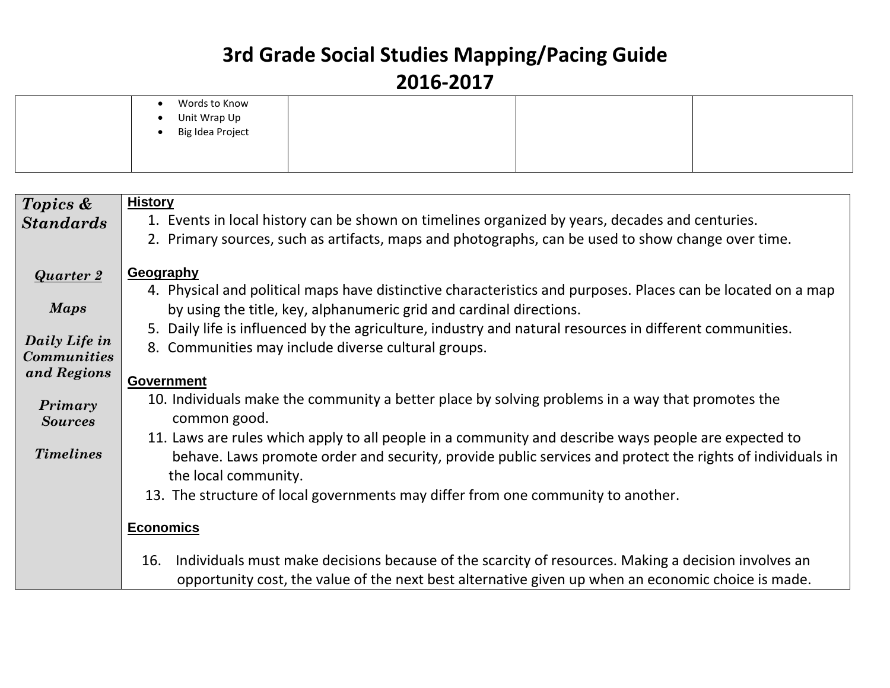# 3rd Grade Social Studies Mapping/Pacing Guide
# 2016-2017

| | | | | |
|---|---|---|---|---|
| | • Words to Know<br>• Unit Wrap Up<br>• Big Idea Project | | | |

| | |
|---|---|
| ***Topics & Standards***<br><br>***Quarter 2***<br><br>***Maps***<br><br>***Daily Life in Communities and Regions***<br><br>***Primary Sources***<br><br>***Timelines*** | **History**<br>1. Events in local history can be shown on timelines organized by years, decades and centuries.<br>2. Primary sources, such as artifacts, maps and photographs, can be used to show change over time.<br><br>**Geography**<br>4. Physical and political maps have distinctive characteristics and purposes. Places can be located on a map by using the title, key, alphanumeric grid and cardinal directions.<br>5. Daily life is influenced by the agriculture, industry and natural resources in different communities.<br>8. Communities may include diverse cultural groups.<br><br>**Government**<br>10. Individuals make the community a better place by solving problems in a way that promotes the common good.<br>11. Laws are rules which apply to all people in a community and describe ways people are expected to behave. Laws promote order and security, provide public services and protect the rights of individuals in the local community.<br>13. The structure of local governments may differ from one community to another.<br><br>**Economics**<br>16. Individuals must make decisions because of the scarcity of resources. Making a decision involves an opportunity cost, the value of the next best alternative given up when an economic choice is made. |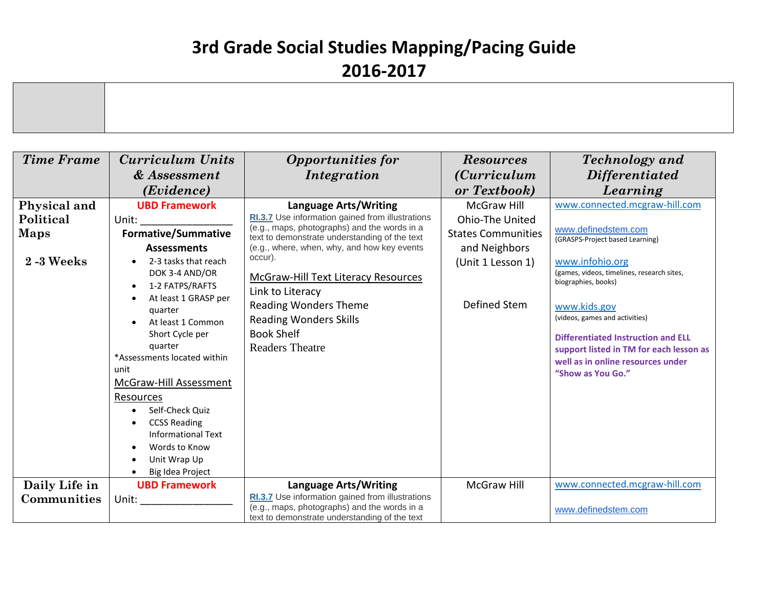# 3rd Grade Social Studies Mapping/Pacing Guide
## 2016-2017

| Time Frame | Curriculum Units & Assessment (Evidence) | Opportunities for Integration | Resources (Curriculum or Textbook) | Technology and Differentiated Learning |
|---|---|---|---|---|
| **Physical and Political Maps**<br><br>**2 -3 Weeks** | **UBD Framework**<br>Unit: _______________<br>**Formative/Summative Assessments**<br>• 2-3 tasks that reach DOK 3-4 AND/OR<br>• 1-2 FATPS/RAFTS<br>• At least 1 GRASP per quarter<br>• At least 1 Common Short Cycle per quarter<br>*Assessments located within unit<br>McGraw-Hill Assessment Resources<br>• Self-Check Quiz<br>• CCSS Reading Informational Text<br>• Words to Know<br>• Unit Wrap Up<br>• Big Idea Project | **Language Arts/Writing**<br>RI.3.7 Use information gained from illustrations (e.g., maps, photographs) and the words in a text to demonstrate understanding of the text (e.g., where, when, why, and how key events occur).<br><br>McGraw-Hill Text Literacy Resources<br>Link to Literacy<br>Reading Wonders Theme<br>Reading Wonders Skills<br>Book Shelf<br>Readers Theatre | McGraw Hill Ohio-The United States Communities and Neighbors (Unit 1 Lesson 1)<br><br>Defined Stem | www.connected.mcgraw-hill.com<br><br>www.definedstem.com<br>(GRASPS-Project based Learning)<br><br>www.infohio.org<br>(games, videos, timelines, research sites, biographies, books)<br><br>www.kids.gov<br>(videos, games and activities)<br><br>**Differentiated Instruction and ELL support listed in TM for each lesson as well as in online resources under "Show as You Go."** |
| **Daily Life in Communities** | **UBD Framework**<br>Unit: _______________ | **Language Arts/Writing**<br>RI.3.7 Use information gained from illustrations (e.g., maps, photographs) and the words in a text to demonstrate understanding of the text | McGraw Hill | www.connected.mcgraw-hill.com<br><br>www.definedstem.com |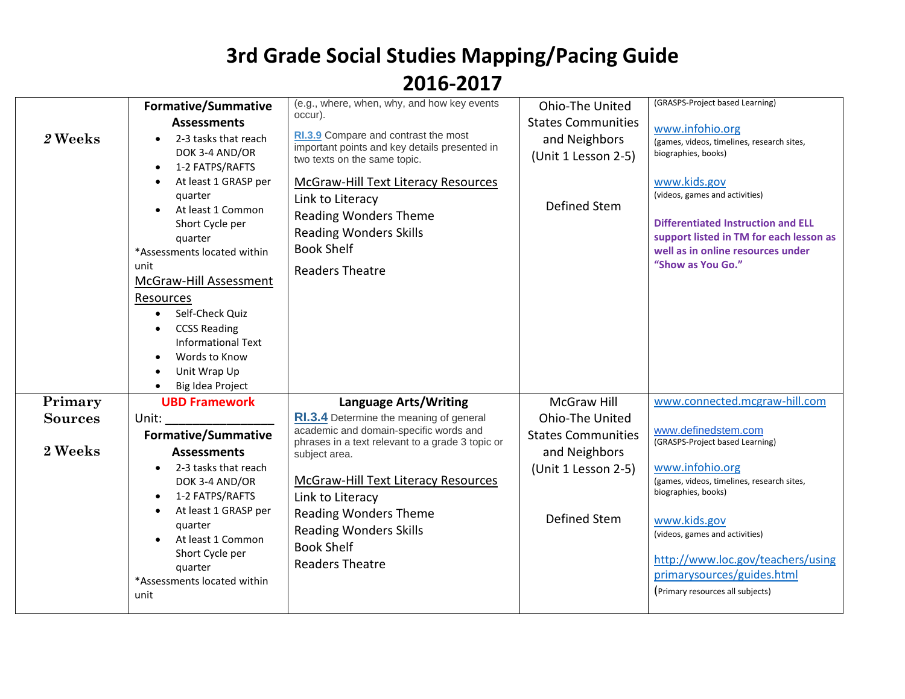# 3rd Grade Social Studies Mapping/Pacing Guide

# 2016-2017

| | | | | |
|---|---|---|---|---|
| *2* **Weeks** | **Formative/Summative Assessments**<br>• 2-3 tasks that reach DOK 3-4 AND/OR<br>• 1-2 FATPS/RAFTS<br>• At least 1 GRASP per quarter<br>• At least 1 Common Short Cycle per quarter<br>*Assessments located within unit<br>McGraw-Hill Assessment Resources<br>• Self-Check Quiz<br>• CCSS Reading Informational Text<br>• Words to Know<br>• Unit Wrap Up<br>• Big Idea Project | (e.g., where, when, why, and how key events occur).<br>**RI.3.9** Compare and contrast the most important points and key details presented in two texts on the same topic.<br>McGraw-Hill Text Literacy Resources<br>Link to Literacy<br>Reading Wonders Theme<br>Reading Wonders Skills<br>Book Shelf<br>Readers Theatre | Ohio-The United States Communities and Neighbors (Unit 1 Lesson 2-5)<br><br>Defined Stem | (GRASPS-Project based Learning)<br>www.infohio.org<br>(games, videos, timelines, research sites, biographies, books)<br>www.kids.gov<br>(videos, games and activities)<br>**Differentiated Instruction and ELL support listed in TM for each lesson as well as in online resources under "Show as You Go."** |
| **Primary Sources**<br><br>**2 Weeks** | **UBD Framework**<br>Unit: _______________<br>**Formative/Summative Assessments**<br>• 2-3 tasks that reach DOK 3-4 AND/OR<br>• 1-2 FATPS/RAFTS<br>• At least 1 GRASP per quarter<br>• At least 1 Common Short Cycle per quarter<br>*Assessments located within unit | **Language Arts/Writing**<br>**RI.3.4** Determine the meaning of general academic and domain-specific words and phrases in a text relevant to a grade 3 topic or subject area.<br>McGraw-Hill Text Literacy Resources<br>Link to Literacy<br>Reading Wonders Theme<br>Reading Wonders Skills<br>Book Shelf<br>Readers Theatre | McGraw Hill Ohio-The United States Communities and Neighbors (Unit 1 Lesson 2-5)<br><br>Defined Stem | www.connected.mcgraw-hill.com<br>www.definedstem.com<br>(GRASPS-Project based Learning)<br>www.infohio.org<br>(games, videos, timelines, research sites, biographies, books)<br>www.kids.gov<br>(videos, games and activities)<br>http://www.loc.gov/teachers/usingprimarysources/guides.html<br>(Primary resources all subjects) |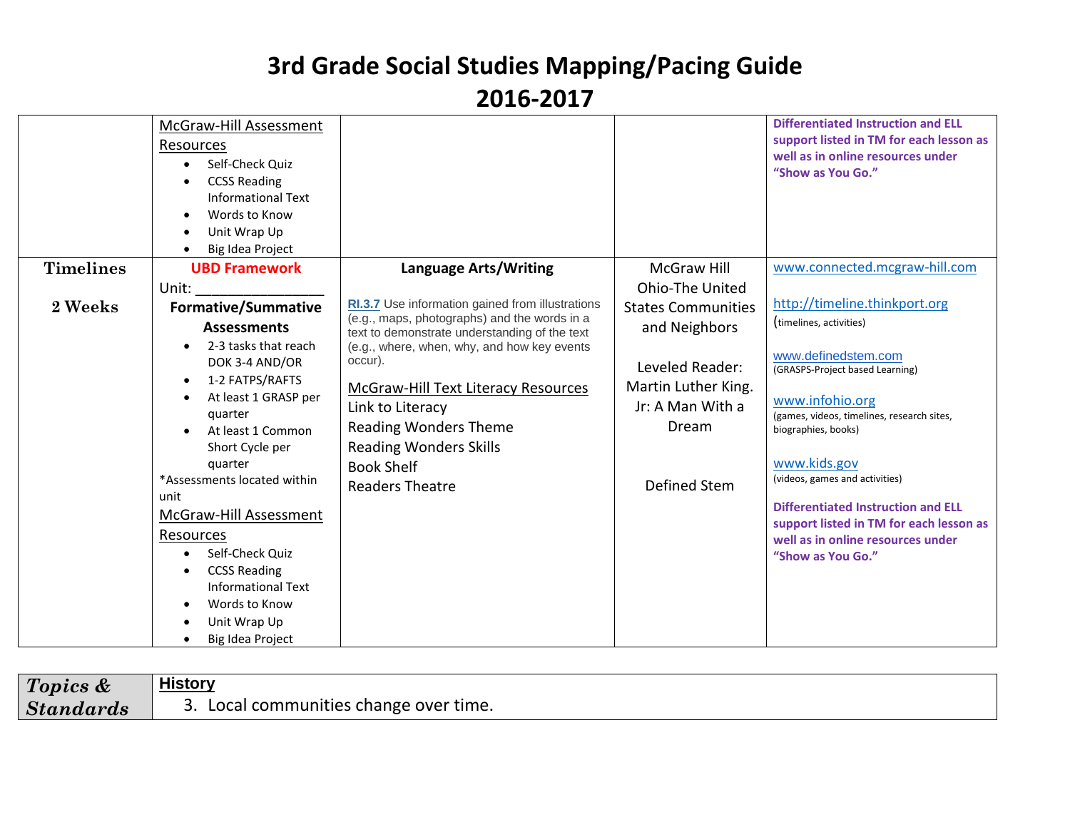# 3rd Grade Social Studies Mapping/Pacing Guide 2016-2017

| | | | | |
|---|---|---|---|---|
| | McGraw-Hill Assessment Resources<br>• Self-Check Quiz<br>• CCSS Reading Informational Text<br>• Words to Know<br>• Unit Wrap Up<br>• Big Idea Project | | | **Differentiated Instruction and ELL support listed in TM for each lesson as well as in online resources under "Show as You Go."** |
| **Timelines**<br><br>**2 Weeks** | **UBD Framework**<br>Unit: _______________<br>**Formative/Summative Assessments**<br>• 2-3 tasks that reach DOK 3-4 AND/OR<br>• 1-2 FATPS/RAFTS<br>• At least 1 GRASP per quarter<br>• At least 1 Common Short Cycle per quarter<br>*Assessments located within unit<br>McGraw-Hill Assessment Resources<br>• Self-Check Quiz<br>• CCSS Reading Informational Text<br>• Words to Know<br>• Unit Wrap Up<br>• Big Idea Project | **Language Arts/Writing**<br><br>**RI.3.7** Use information gained from illustrations (e.g., maps, photographs) and the words in a text to demonstrate understanding of the text (e.g., where, when, why, and how key events occur).<br><br>McGraw-Hill Text Literacy Resources<br>Link to Literacy<br>Reading Wonders Theme<br>Reading Wonders Skills<br>Book Shelf<br>Readers Theatre | McGraw Hill Ohio-The United States Communities and Neighbors<br><br>Leveled Reader: Martin Luther King. Jr: A Man With a Dream<br><br>Defined Stem | www.connected.mcgraw-hill.com<br><br>http://timeline.thinkport.org<br>(timelines, activities)<br><br>www.definedstem.com<br>(GRASPS-Project based Learning)<br><br>www.infohio.org<br>(games, videos, timelines, research sites, biographies, books)<br><br>www.kids.gov<br>(videos, games and activities)<br><br>**Differentiated Instruction and ELL support listed in TM for each lesson as well as in online resources under "Show as You Go."** |

| | |
|---|---|
| ***Topics & Standards*** | **History**<br>3. Local communities change over time. |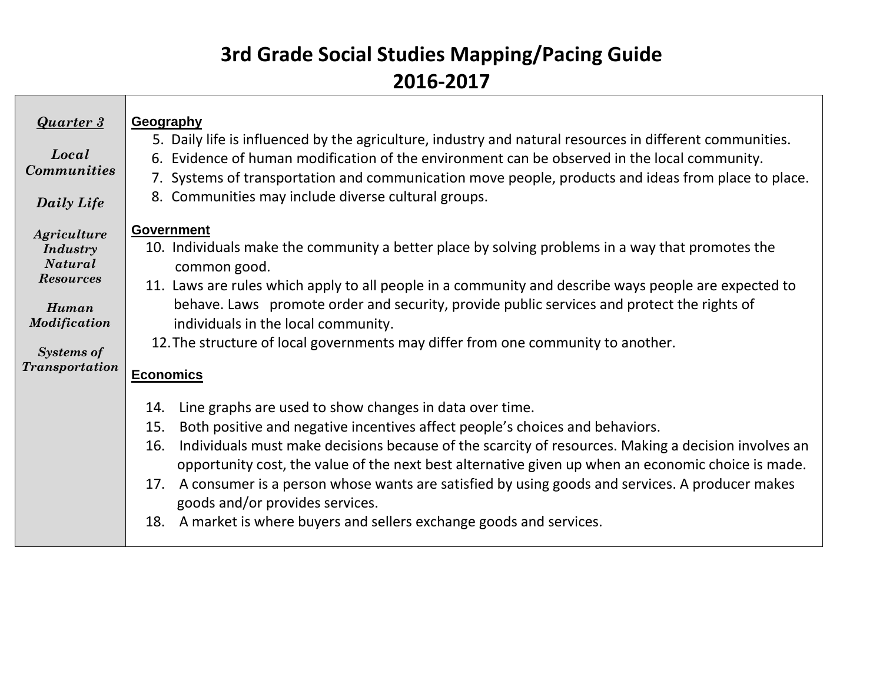# 3rd Grade Social Studies Mapping/Pacing Guide
# 2016-2017

| ***Quarter 3***<br><br>***Local Communities***<br><br>***Daily Life***<br><br>***Agriculture Industry Natural Resources***<br><br>***Human Modification***<br><br>***Systems of Transportation*** | **Geography**<br>5. Daily life is influenced by the agriculture, industry and natural resources in different communities.<br>6. Evidence of human modification of the environment can be observed in the local community.<br>7. Systems of transportation and communication move people, products and ideas from place to place.<br>8. Communities may include diverse cultural groups.<br><br>**Government**<br>10. Individuals make the community a better place by solving problems in a way that promotes the common good.<br>11. Laws are rules which apply to all people in a community and describe ways people are expected to behave. Laws promote order and security, provide public services and protect the rights of individuals in the local community.<br>12. The structure of local governments may differ from one community to another.<br><br>**Economics**<br>14. Line graphs are used to show changes in data over time.<br>15. Both positive and negative incentives affect people's choices and behaviors.<br>16. Individuals must make decisions because of the scarcity of resources. Making a decision involves an opportunity cost, the value of the next best alternative given up when an economic choice is made.<br>17. A consumer is a person whose wants are satisfied by using goods and services. A producer makes goods and/or provides services.<br>18. A market is where buyers and sellers exchange goods and services. |
|---|---|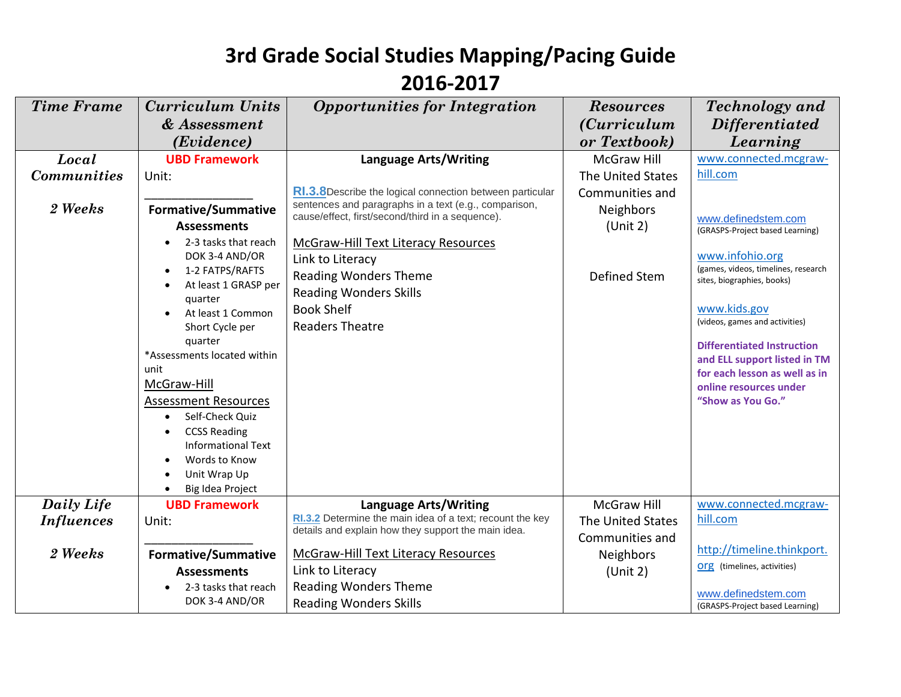# 3rd Grade Social Studies Mapping/Pacing Guide
# 2016-2017

| *Time Frame* | *Curriculum Units & Assessment (Evidence)* | *Opportunities for Integration* | *Resources (Curriculum or Textbook)* | *Technology and Differentiated Learning* |
|---|---|---|---|---|
| ***Local Communities*** <br><br> ***2 Weeks*** | **UBD Framework** <br> Unit: <br> ________________ <br> **Formative/Summative Assessments** <br> • 2-3 tasks that reach DOK 3-4 AND/OR <br> • 1-2 FATPS/RAFTS <br> • At least 1 GRASP per quarter <br> • At least 1 Common Short Cycle per quarter <br> *Assessments located within unit <br> McGraw-Hill Assessment Resources <br> • Self-Check Quiz <br> • CCSS Reading Informational Text <br> • Words to Know <br> • Unit Wrap Up <br> • Big Idea Project | **Language Arts/Writing** <br><br> **RI.3.8** Describe the logical connection between particular sentences and paragraphs in a text (e.g., comparison, cause/effect, first/second/third in a sequence). <br><br> McGraw-Hill Text Literacy Resources <br> Link to Literacy <br> Reading Wonders Theme <br> Reading Wonders Skills <br> Book Shelf <br> Readers Theatre | McGraw Hill The United States Communities and Neighbors (Unit 2) <br><br> Defined Stem | www.connected.mcgraw-hill.com <br><br> www.definedstem.com (GRASPS-Project based Learning) <br><br> www.infohio.org (games, videos, timelines, research sites, biographies, books) <br><br> www.kids.gov (videos, games and activities) <br><br> **Differentiated Instruction and ELL support listed in TM for each lesson as well as in online resources under "Show as You Go."** |
| ***Daily Life Influences*** <br><br> ***2 Weeks*** | **UBD Framework** <br> Unit: <br> ________________ <br> **Formative/Summative Assessments** <br> • 2-3 tasks that reach DOK 3-4 AND/OR | **Language Arts/Writing** <br> **RI.3.2** Determine the main idea of a text; recount the key details and explain how they support the main idea. <br><br> McGraw-Hill Text Literacy Resources <br> Link to Literacy <br> Reading Wonders Theme <br> Reading Wonders Skills | McGraw Hill The United States Communities and Neighbors (Unit 2) | www.connected.mcgraw-hill.com <br><br> http://timeline.thinkport.org (timelines, activities) <br><br> www.definedstem.com (GRASPS-Project based Learning) |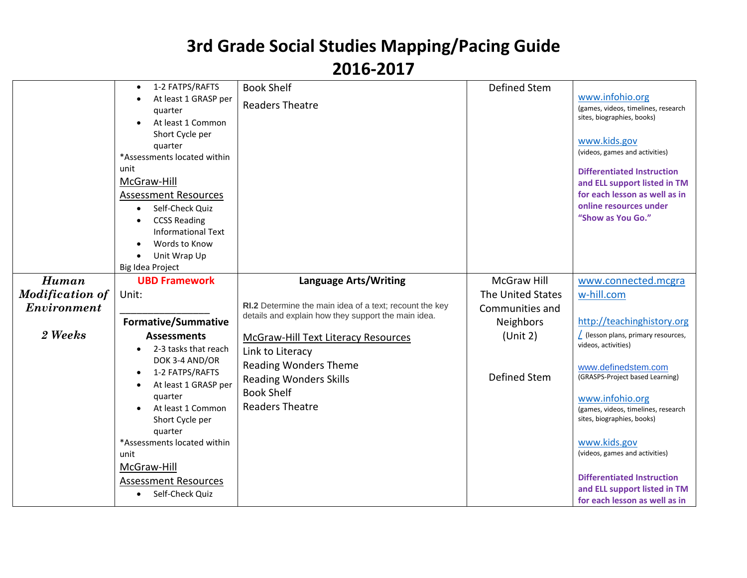# 3rd Grade Social Studies Mapping/Pacing Guide 2016-2017

| | | | | |
|---|---|---|---|---|
| | • 1-2 FATPS/RAFTS<br>• At least 1 GRASP per quarter<br>• At least 1 Common Short Cycle per quarter<br>*Assessments located within unit<br>McGraw-Hill Assessment Resources<br>• Self-Check Quiz<br>• CCSS Reading Informational Text<br>• Words to Know<br>• Unit Wrap Up<br>Big Idea Project | Book Shelf<br>Readers Theatre | Defined Stem | www.infohio.org (games, videos, timelines, research sites, biographies, books)<br><br>www.kids.gov (videos, games and activities)<br><br>**Differentiated Instruction and ELL support listed in TM for each lesson as well as in online resources under "Show as You Go."** |
| ***Human Modification of Environment***<br><br>***2 Weeks*** | **UBD Framework**<br>Unit:<br>_______________<br>**Formative/Summative Assessments**<br>• 2-3 tasks that reach DOK 3-4 AND/OR<br>• 1-2 FATPS/RAFTS<br>• At least 1 GRASP per quarter<br>• At least 1 Common Short Cycle per quarter<br>*Assessments located within unit<br>McGraw-Hill Assessment Resources<br>• Self-Check Quiz | **Language Arts/Writing**<br><br>**RI.2** Determine the main idea of a text; recount the key details and explain how they support the main idea.<br><br>McGraw-Hill Text Literacy Resources<br>Link to Literacy<br>Reading Wonders Theme<br>Reading Wonders Skills<br>Book Shelf<br>Readers Theatre | McGraw Hill The United States Communities and Neighbors (Unit 2)<br><br>Defined Stem | www.connected.mcgraw-hill.com<br><br>http://teachinghistory.org/ (lesson plans, primary resources, videos, activities)<br><br>www.definedstem.com (GRASPS-Project based Learning)<br><br>www.infohio.org (games, videos, timelines, research sites, biographies, books)<br><br>www.kids.gov (videos, games and activities)<br><br>**Differentiated Instruction and ELL support listed in TM for each lesson as well as in** |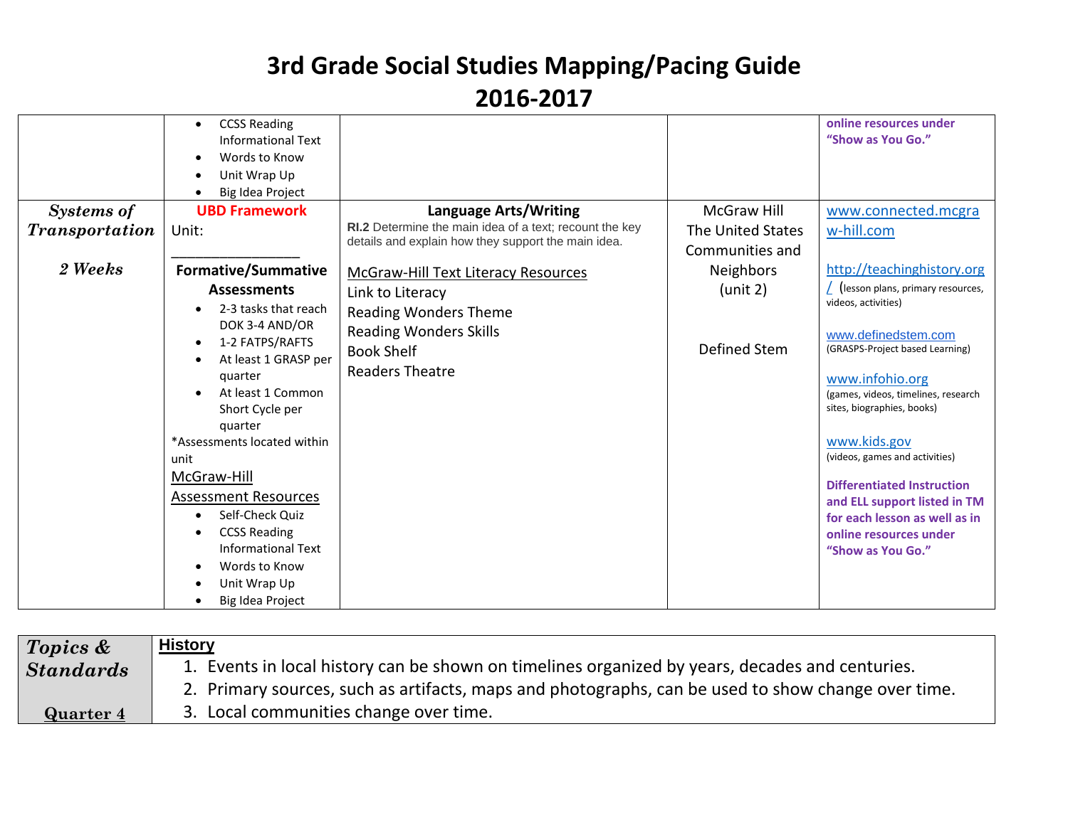# 3rd Grade Social Studies Mapping/Pacing Guide 2016-2017

| | | | | |
|---|---|---|---|---|
| | • CCSS Reading Informational Text<br>• Words to Know<br>• Unit Wrap Up<br>• Big Idea Project | | | **online resources under "Show as You Go."** |
| ***Systems of Transportation***<br><br>***2 Weeks*** | **UBD Framework**<br>Unit:<br>________________<br>**Formative/Summative Assessments**<br>• 2-3 tasks that reach DOK 3-4 AND/OR<br>• 1-2 FATPS/RAFTS<br>• At least 1 GRASP per quarter<br>• At least 1 Common Short Cycle per quarter<br>*Assessments located within unit<br>McGraw-Hill Assessment Resources<br>• Self-Check Quiz<br>• CCSS Reading Informational Text<br>• Words to Know<br>• Unit Wrap Up<br>• Big Idea Project | **Language Arts/Writing**<br>**RI.2** Determine the main idea of a text; recount the key details and explain how they support the main idea.<br><br>McGraw-Hill Text Literacy Resources<br>Link to Literacy<br>Reading Wonders Theme<br>Reading Wonders Skills<br>Book Shelf<br>Readers Theatre | McGraw Hill The United States Communities and Neighbors (unit 2)<br><br>Defined Stem | www.connected.mcgraw-hill.com<br><br>http://teachinghistory.org/ (lesson plans, primary resources, videos, activities)<br><br>www.definedstem.com (GRASPS-Project based Learning)<br><br>www.infohio.org (games, videos, timelines, research sites, biographies, books)<br><br>www.kids.gov (videos, games and activities)<br><br>**Differentiated Instruction and ELL support listed in TM for each lesson as well as in online resources under "Show as You Go."** |

| | |
|---|---|
| ***Topics & Standards***<br><br>**Quarter 4** | **History**<br>1. Events in local history can be shown on timelines organized by years, decades and centuries.<br>2. Primary sources, such as artifacts, maps and photographs, can be used to show change over time.<br>3. Local communities change over time. |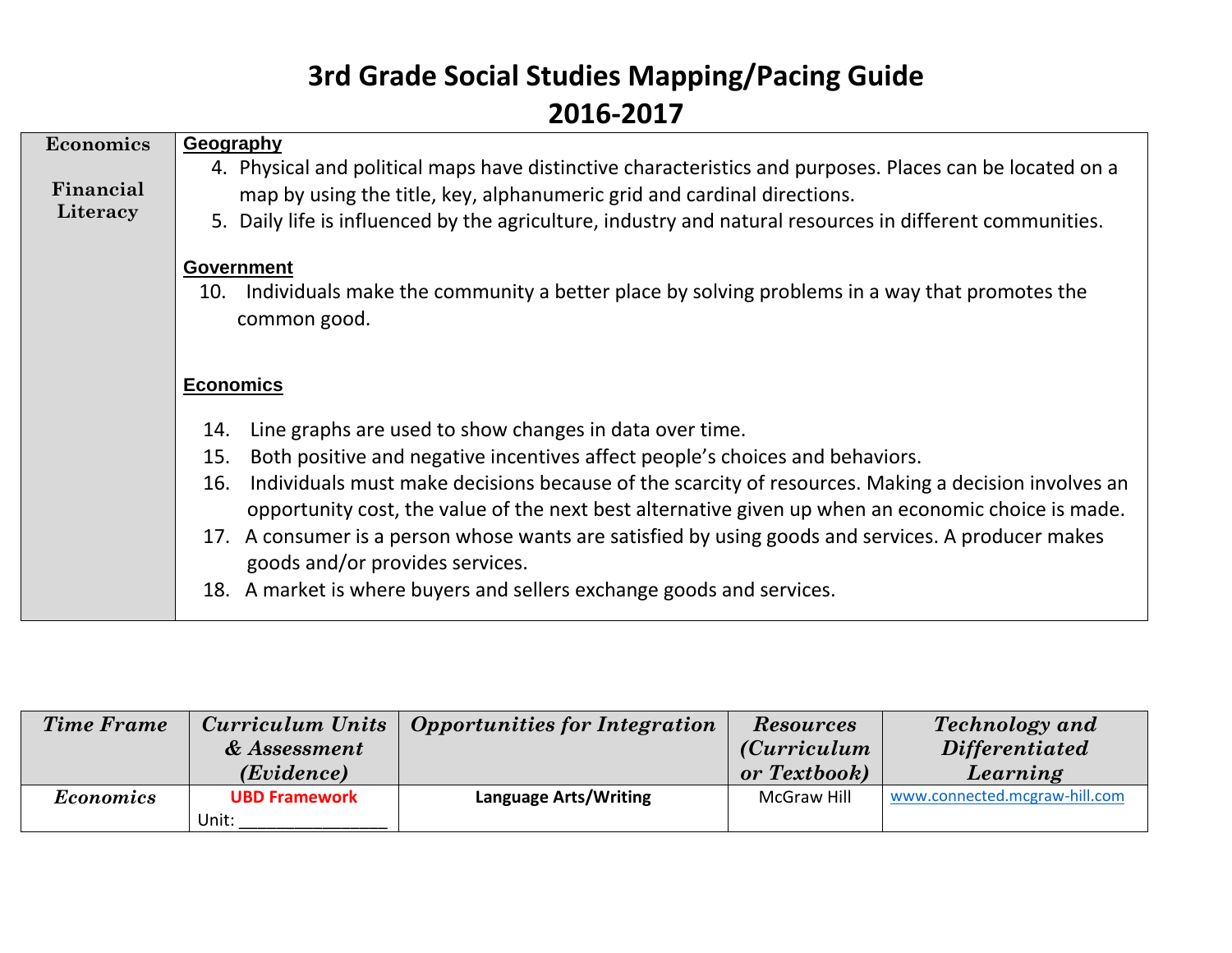# 3rd Grade Social Studies Mapping/Pacing Guide
# 2016-2017

| **Economics**<br><br>**Financial Literacy** | **Geography**<br>4. Physical and political maps have distinctive characteristics and purposes. Places can be located on a map by using the title, key, alphanumeric grid and cardinal directions.<br>5. Daily life is influenced by the agriculture, industry and natural resources in different communities.<br><br>**Government**<br>10. Individuals make the community a better place by solving problems in a way that promotes the common good.<br><br>**Economics**<br>14. Line graphs are used to show changes in data over time.<br>15. Both positive and negative incentives affect people's choices and behaviors.<br>16. Individuals must make decisions because of the scarcity of resources. Making a decision involves an opportunity cost, the value of the next best alternative given up when an economic choice is made.<br>17. A consumer is a person whose wants are satisfied by using goods and services. A producer makes goods and/or provides services.<br>18. A market is where buyers and sellers exchange goods and services. |
|---|---|

| *Time Frame* | *Curriculum Units & Assessment (Evidence)* | *Opportunities for Integration* | *Resources (Curriculum or Textbook)* | *Technology and Differentiated Learning* |
|---|---|---|---|---|
| *Economics* | **UBD Framework**<br>Unit: ________________ | **Language Arts/Writing** | McGraw Hill | www.connected.mcgraw-hill.com |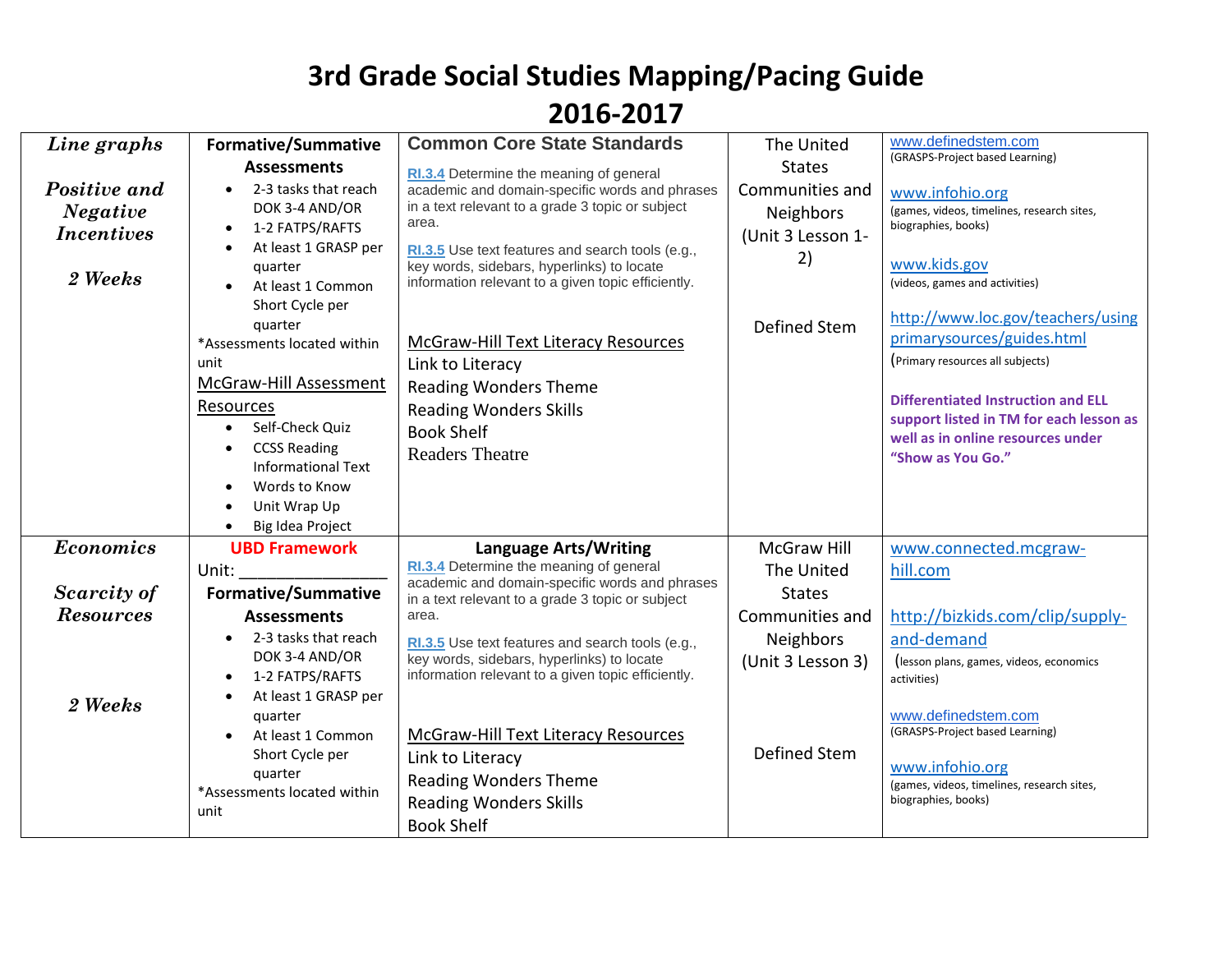# 3rd Grade Social Studies Mapping/Pacing Guide

# 2016-2017

| | | | | |
|---|---|---|---|---|
| ***Line graphs***<br><br>***Positive and Negative Incentives***<br><br>***2 Weeks*** | **Formative/Summative Assessments**<br>• 2-3 tasks that reach DOK 3-4 AND/OR<br>• 1-2 FATPS/RAFTS<br>• At least 1 GRASP per quarter<br>• At least 1 Common Short Cycle per quarter<br>*Assessments located within unit<br>McGraw-Hill Assessment Resources<br>• Self-Check Quiz<br>• CCSS Reading Informational Text<br>• Words to Know<br>• Unit Wrap Up<br>• Big Idea Project | **Common Core State Standards**<br>RI.3.4 Determine the meaning of general academic and domain-specific words and phrases in a text relevant to a grade 3 topic or subject area.<br>RI.3.5 Use text features and search tools (e.g., key words, sidebars, hyperlinks) to locate information relevant to a given topic efficiently.<br><br>McGraw-Hill Text Literacy Resources<br>Link to Literacy<br>Reading Wonders Theme<br>Reading Wonders Skills<br>Book Shelf<br>Readers Theatre | The United States Communities and Neighbors (Unit 3 Lesson 1-2)<br><br>Defined Stem | www.definedstem.com (GRASPS-Project based Learning)<br><br>www.infohio.org (games, videos, timelines, research sites, biographies, books)<br><br>www.kids.gov (videos, games and activities)<br><br>http://www.loc.gov/teachers/usingprimarysources/guides.html (Primary resources all subjects)<br><br>**Differentiated Instruction and ELL support listed in TM for each lesson as well as in online resources under "Show as You Go."** |
| ***Economics***<br><br>***Scarcity of Resources***<br><br>***2 Weeks*** | **UBD Framework**<br>Unit: ________________<br>**Formative/Summative Assessments**<br>• 2-3 tasks that reach DOK 3-4 AND/OR<br>• 1-2 FATPS/RAFTS<br>• At least 1 GRASP per quarter<br>• At least 1 Common Short Cycle per quarter<br>*Assessments located within unit | **Language Arts/Writing**<br>RI.3.4 Determine the meaning of general academic and domain-specific words and phrases in a text relevant to a grade 3 topic or subject area.<br>RI.3.5 Use text features and search tools (e.g., key words, sidebars, hyperlinks) to locate information relevant to a given topic efficiently.<br><br>McGraw-Hill Text Literacy Resources<br>Link to Literacy<br>Reading Wonders Theme<br>Reading Wonders Skills<br>Book Shelf | McGraw Hill The United States Communities and Neighbors (Unit 3 Lesson 3)<br><br>Defined Stem | www.connected.mcgraw-hill.com<br><br>http://bizkids.com/clip/supply-and-demand (lesson plans, games, videos, economics activities)<br><br>www.definedstem.com (GRASPS-Project based Learning)<br><br>www.infohio.org (games, videos, timelines, research sites, biographies, books) |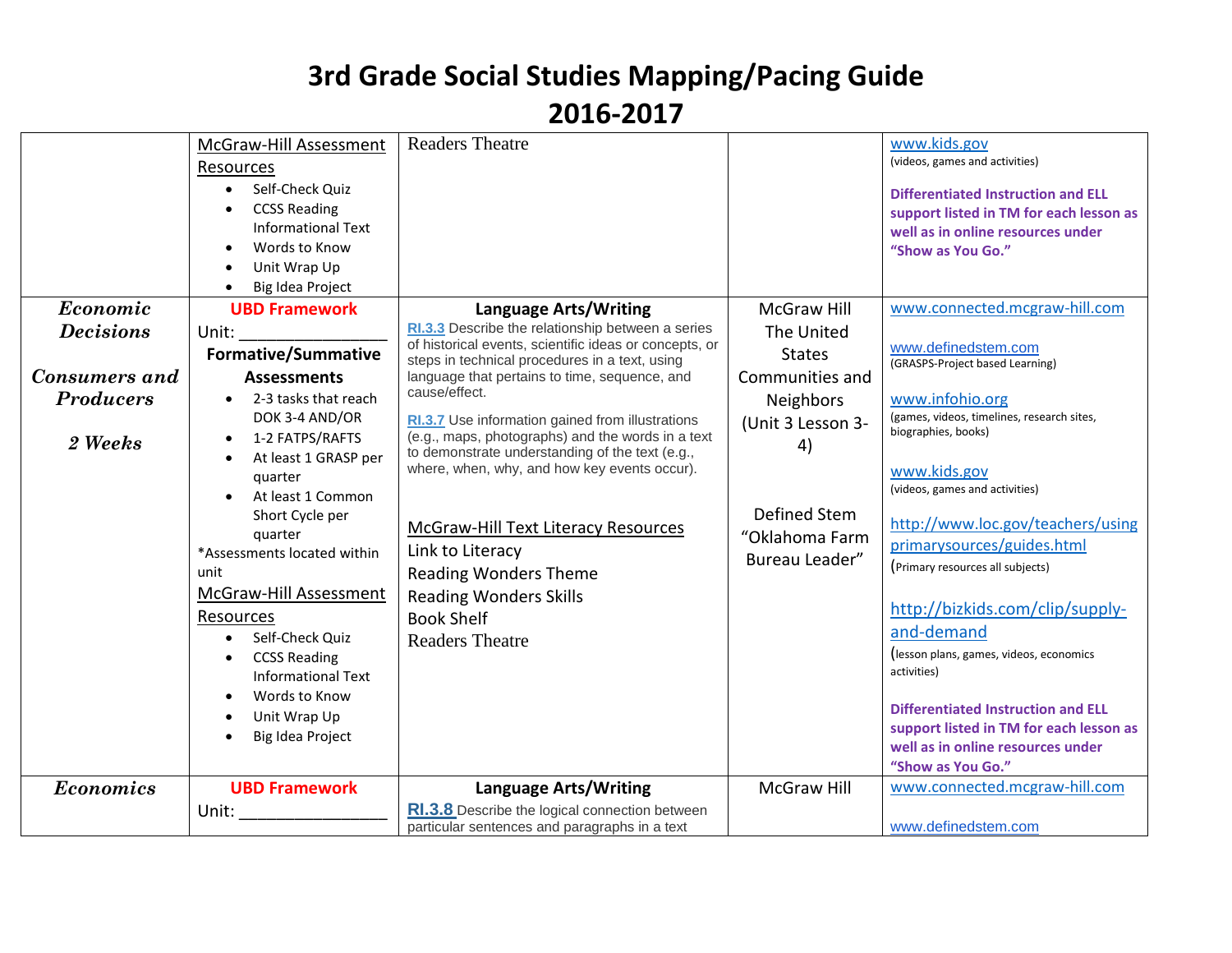# 3rd Grade Social Studies Mapping/Pacing Guide
## 2016-2017

| | | | | |
|---|---|---|---|---|
| | McGraw-Hill Assessment Resources<br>• Self-Check Quiz<br>• CCSS Reading Informational Text<br>• Words to Know<br>• Unit Wrap Up<br>• Big Idea Project | Readers Theatre | | www.kids.gov<br>(videos, games and activities)<br><br>**Differentiated Instruction and ELL support listed in TM for each lesson as well as in online resources under "Show as You Go."** |
| ***Economic Decisions***<br><br>***Consumers and Producers***<br><br>***2 Weeks*** | **UBD Framework**<br>Unit: ________________<br>**Formative/Summative Assessments**<br>• 2-3 tasks that reach DOK 3-4 AND/OR<br>• 1-2 FATPS/RAFTS<br>• At least 1 GRASP per quarter<br>• At least 1 Common Short Cycle per quarter<br>*Assessments located within unit<br>McGraw-Hill Assessment Resources<br>• Self-Check Quiz<br>• CCSS Reading Informational Text<br>• Words to Know<br>• Unit Wrap Up<br>• Big Idea Project | **Language Arts/Writing**<br>RI.3.3 Describe the relationship between a series of historical events, scientific ideas or concepts, or steps in technical procedures in a text, using language that pertains to time, sequence, and cause/effect.<br><br>RI.3.7 Use information gained from illustrations (e.g., maps, photographs) and the words in a text to demonstrate understanding of the text (e.g., where, when, why, and how key events occur).<br><br>McGraw-Hill Text Literacy Resources<br>Link to Literacy<br>Reading Wonders Theme<br>Reading Wonders Skills<br>Book Shelf<br>Readers Theatre | McGraw Hill The United States Communities and Neighbors (Unit 3 Lesson 3-4)<br><br>Defined Stem "Oklahoma Farm Bureau Leader" | www.connected.mcgraw-hill.com<br><br>www.definedstem.com<br>(GRASPS-Project based Learning)<br><br>www.infohio.org<br>(games, videos, timelines, research sites, biographies, books)<br><br>www.kids.gov<br>(videos, games and activities)<br><br>http://www.loc.gov/teachers/usingprimarysources/guides.html<br>(Primary resources all subjects)<br><br>http://bizkids.com/clip/supply-and-demand<br>(lesson plans, games, videos, economics activities)<br><br>**Differentiated Instruction and ELL support listed in TM for each lesson as well as in online resources under "Show as You Go."** |
| ***Economics*** | **UBD Framework**<br>Unit: ________________ | **Language Arts/Writing**<br>RI.3.8 Describe the logical connection between particular sentences and paragraphs in a text | McGraw Hill | www.connected.mcgraw-hill.com<br><br>www.definedstem.com |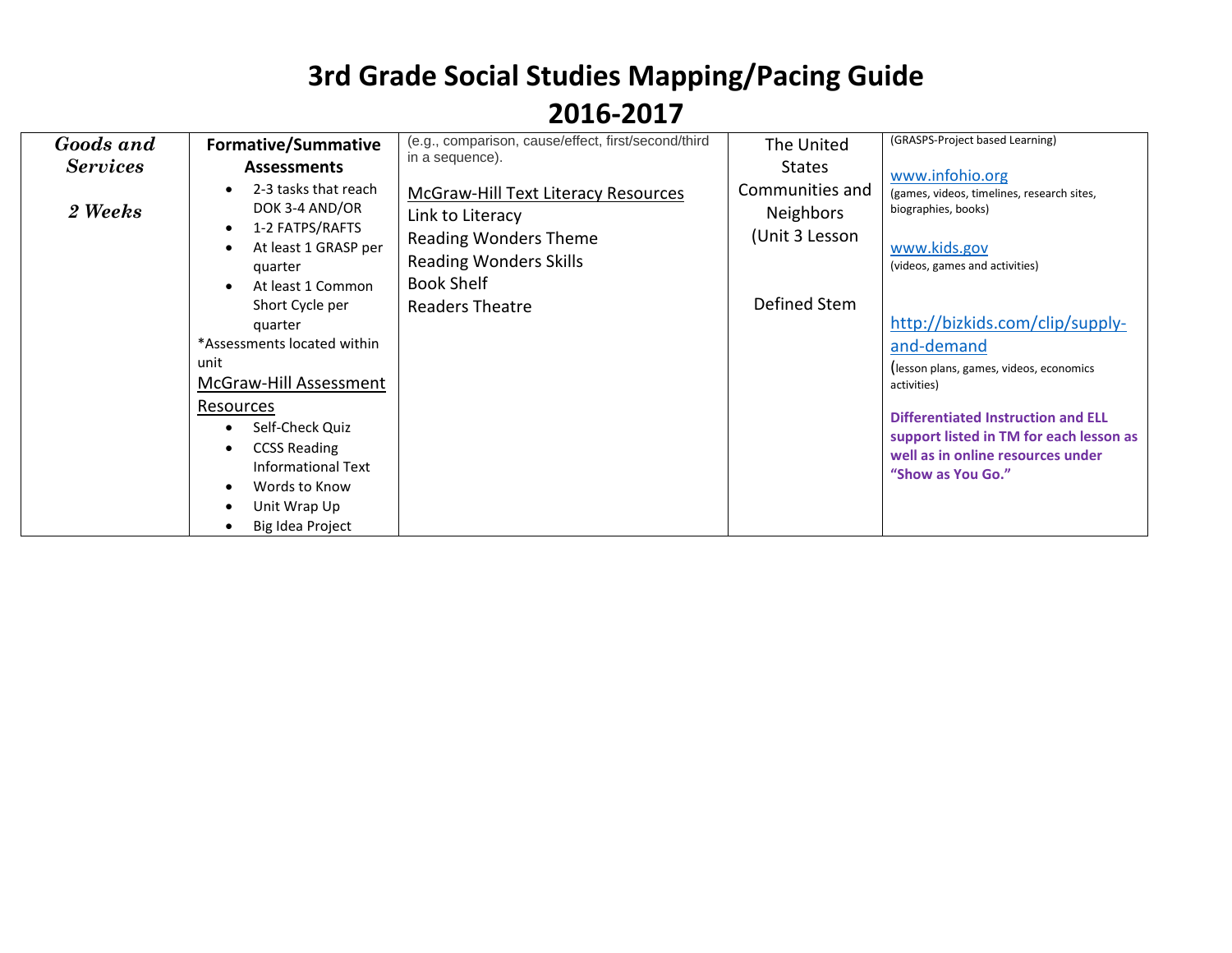# 3rd Grade Social Studies Mapping/Pacing Guide

# 2016-2017

| | | | | |
|---|---|---|---|---|
| ***Goods and Services***<br><br>***2 Weeks*** | **Formative/Summative Assessments**<br>• 2-3 tasks that reach DOK 3-4 AND/OR<br>• 1-2 FATPS/RAFTS<br>• At least 1 GRASP per quarter<br>• At least 1 Common Short Cycle per quarter<br>*Assessments located within unit<br>McGraw-Hill Assessment Resources<br>• Self-Check Quiz<br>• CCSS Reading Informational Text<br>• Words to Know<br>• Unit Wrap Up<br>• Big Idea Project | (e.g., comparison, cause/effect, first/second/third in a sequence).<br><br>McGraw-Hill Text Literacy Resources<br>Link to Literacy<br>Reading Wonders Theme<br>Reading Wonders Skills<br>Book Shelf<br>Readers Theatre | The United States Communities and Neighbors (Unit 3 Lesson<br><br>Defined Stem | (GRASPS-Project based Learning)<br><br>www.infohio.org<br>(games, videos, timelines, research sites, biographies, books)<br><br>www.kids.gov<br>(videos, games and activities)<br><br>http://bizkids.com/clip/supply-and-demand<br>(lesson plans, games, videos, economics activities)<br><br>**Differentiated Instruction and ELL support listed in TM for each lesson as well as in online resources under "Show as You Go."** |